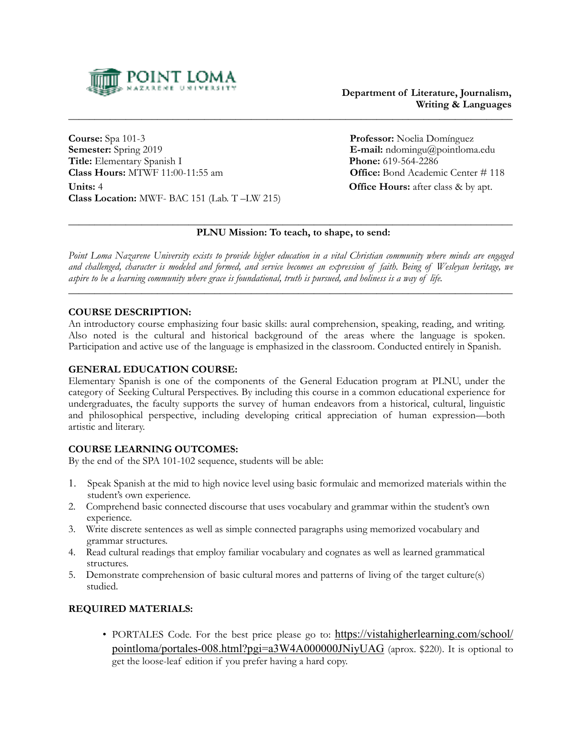POINT LOMA NAZARENE UNIVERSITY

**Department of Literature, Journalism, Writing & Languages**

---

**Course:** Spa 101-3
**Semester:** Spring 2019
**Title:** Elementary Spanish I
**Class Hours:** MTWF 11:00-11:55 am
**Units:** 4
**Class Location:** MWF- BAC 151 (Lab. T –LW 215)

**Professor:** Noelia Domínguez
**E-mail:** ndomingu@pointloma.edu
**Phone:** 619-564-2286
**Office:** Bond Academic Center # 118
**Office Hours:** after class & by apt.

---

**PLNU Mission: To teach, to shape, to send:**

*Point Loma Nazarene University exists to provide higher education in a vital Christian community where minds are engaged and challenged, character is modeled and formed, and service becomes an expression of faith. Being of Wesleyan heritage, we aspire to be a learning community where grace is foundational, truth is pursued, and holiness is a way of life.*

---

## COURSE DESCRIPTION:

An introductory course emphasizing four basic skills: aural comprehension, speaking, reading, and writing. Also noted is the cultural and historical background of the areas where the language is spoken. Participation and active use of the language is emphasized in the classroom. Conducted entirely in Spanish.

## GENERAL EDUCATION COURSE:

Elementary Spanish is one of the components of the General Education program at PLNU, under the category of Seeking Cultural Perspectives. By including this course in a common educational experience for undergraduates, the faculty supports the survey of human endeavors from a historical, cultural, linguistic and philosophical perspective, including developing critical appreciation of human expression—both artistic and literary.

## COURSE LEARNING OUTCOMES:

By the end of the SPA 101-102 sequence, students will be able:

1. Speak Spanish at the mid to high novice level using basic formulaic and memorized materials within the student's own experience.
2. Comprehend basic connected discourse that uses vocabulary and grammar within the student's own experience.
3. Write discrete sentences as well as simple connected paragraphs using memorized vocabulary and grammar structures.
4. Read cultural readings that employ familiar vocabulary and cognates as well as learned grammatical structures.
5. Demonstrate comprehension of basic cultural mores and patterns of living of the target culture(s) studied.

## REQUIRED MATERIALS:

- PORTALES Code. For the best price please go to: https://vistahigherlearning.com/school/pointloma/portales-008.html?pgi=a3W4A000000JNiyUAG (aprox. $220). It is optional to get the loose-leaf edition if you prefer having a hard copy.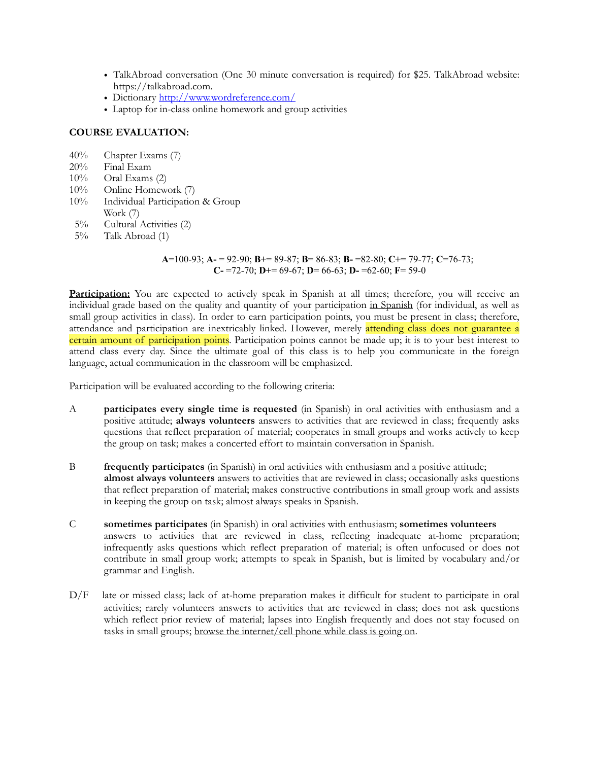- TalkAbroad conversation (One 30 minute conversation is required) for $25. TalkAbroad website: https://talkabroad.com.
- Dictionary [http://www.wordreference.com/](http://www.wordreference.com/)
- Laptop for in-class online homework and group activities

**COURSE EVALUATION:**

40%  Chapter Exams (7)
20%  Final Exam
10%  Oral Exams (2)
10%  Online Homework (7)
10%  Individual Participation & Group Work (7)
5%  Cultural Activities (2)
5%  Talk Abroad (1)

**A**=100-93; **A-** = 92-90; **B+**= 89-87; **B**= 86-83; **B-** =82-80; **C+**= 79-77; **C**=76-73;
**C-** =72-70; **D+**= 69-67; **D**= 66-63; **D-** =62-60; **F**= 59-0

**Participation:** You are expected to actively speak in Spanish at all times; therefore, you will receive an individual grade based on the quality and quantity of your participation in Spanish (for individual, as well as small group activities in class). In order to earn participation points, you must be present in class; therefore, attendance and participation are inextricably linked. However, merely attending class does not guarantee a certain amount of participation points. Participation points cannot be made up; it is to your best interest to attend class every day. Since the ultimate goal of this class is to help you communicate in the foreign language, actual communication in the classroom will be emphasized.

Participation will be evaluated according to the following criteria:

A **participates every single time is requested** (in Spanish) in oral activities with enthusiasm and a positive attitude; **always volunteers** answers to activities that are reviewed in class; frequently asks questions that reflect preparation of material; cooperates in small groups and works actively to keep the group on task; makes a concerted effort to maintain conversation in Spanish.

B **frequently participates** (in Spanish) in oral activities with enthusiasm and a positive attitude; **almost always volunteers** answers to activities that are reviewed in class; occasionally asks questions that reflect preparation of material; makes constructive contributions in small group work and assists in keeping the group on task; almost always speaks in Spanish.

C **sometimes participates** (in Spanish) in oral activities with enthusiasm; **sometimes volunteers** answers to activities that are reviewed in class, reflecting inadequate at-home preparation; infrequently asks questions which reflect preparation of material; is often unfocused or does not contribute in small group work; attempts to speak in Spanish, but is limited by vocabulary and/or grammar and English.

D/F late or missed class; lack of at-home preparation makes it difficult for student to participate in oral activities; rarely volunteers answers to activities that are reviewed in class; does not ask questions which reflect prior review of material; lapses into English frequently and does not stay focused on tasks in small groups; browse the internet/cell phone while class is going on.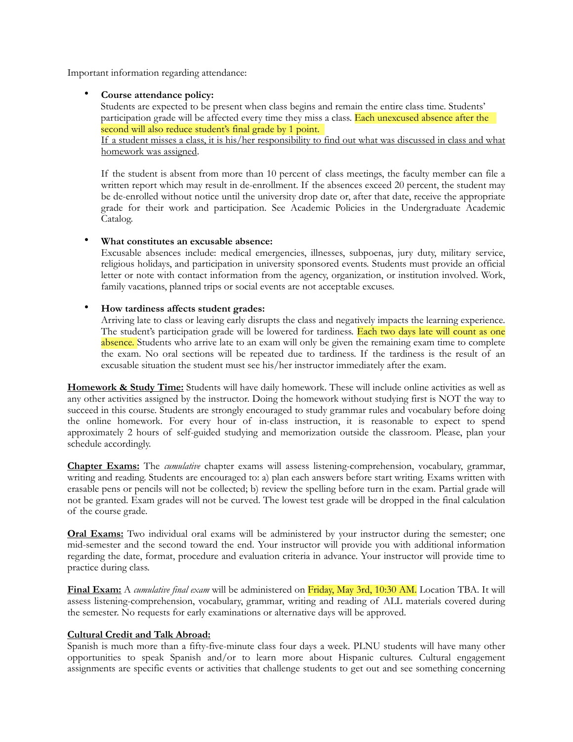Important information regarding attendance:

- **Course attendance policy:**
  Students are expected to be present when class begins and remain the entire class time. Students' participation grade will be affected every time they miss a class. Each unexcused absence after the second will also reduce student's final grade by 1 point.
  <u>If a student misses a class, it is his/her responsibility to find out what was discussed in class and what homework was assigned</u>.

  If the student is absent from more than 10 percent of class meetings, the faculty member can file a written report which may result in de-enrollment. If the absences exceed 20 percent, the student may be de-enrolled without notice until the university drop date or, after that date, receive the appropriate grade for their work and participation. See Academic Policies in the Undergraduate Academic Catalog.

- **What constitutes an excusable absence:**
  Excusable absences include: medical emergencies, illnesses, subpoenas, jury duty, military service, religious holidays, and participation in university sponsored events. Students must provide an official letter or note with contact information from the agency, organization, or institution involved. Work, family vacations, planned trips or social events are not acceptable excuses.

- **How tardiness affects student grades:**
  Arriving late to class or leaving early disrupts the class and negatively impacts the learning experience. The student's participation grade will be lowered for tardiness. Each two days late will count as one absence. Students who arrive late to an exam will only be given the remaining exam time to complete the exam. No oral sections will be repeated due to tardiness. If the tardiness is the result of an excusable situation the student must see his/her instructor immediately after the exam.

**<u>Homework & Study Time:</u>** Students will have daily homework. These will include online activities as well as any other activities assigned by the instructor. Doing the homework without studying first is NOT the way to succeed in this course. Students are strongly encouraged to study grammar rules and vocabulary before doing the online homework. For every hour of in-class instruction, it is reasonable to expect to spend approximately 2 hours of self-guided studying and memorization outside the classroom. Please, plan your schedule accordingly.

**<u>Chapter Exams:</u>** The *cumulative* chapter exams will assess listening-comprehension, vocabulary, grammar, writing and reading. Students are encouraged to: a) plan each answers before start writing. Exams written with erasable pens or pencils will not be collected; b) review the spelling before turn in the exam. Partial grade will not be granted. Exam grades will not be curved. The lowest test grade will be dropped in the final calculation of the course grade.

**<u>Oral Exams:</u>** Two individual oral exams will be administered by your instructor during the semester; one mid-semester and the second toward the end. Your instructor will provide you with additional information regarding the date, format, procedure and evaluation criteria in advance. Your instructor will provide time to practice during class.

**<u>Final Exam:</u>** A *cumulative final exam* will be administered on Friday, May 3rd, 10:30 AM. Location TBA. It will assess listening-comprehension, vocabulary, grammar, writing and reading of ALL materials covered during the semester. No requests for early examinations or alternative days will be approved.

**<u>Cultural Credit and Talk Abroad:</u>**
Spanish is much more than a fifty-five-minute class four days a week. PLNU students will have many other opportunities to speak Spanish and/or to learn more about Hispanic cultures. Cultural engagement assignments are specific events or activities that challenge students to get out and see something concerning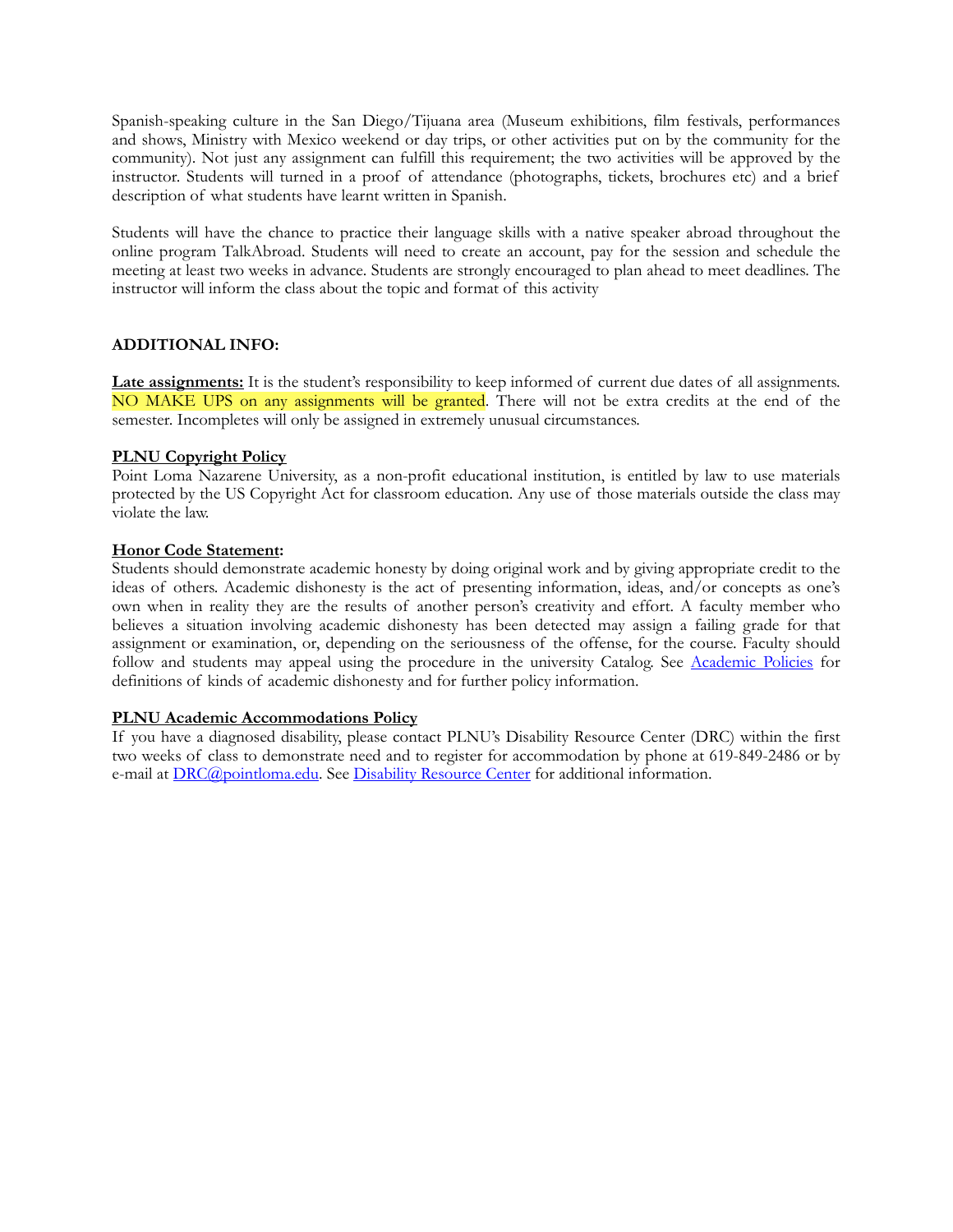Spanish-speaking culture in the San Diego/Tijuana area (Museum exhibitions, film festivals, performances and shows, Ministry with Mexico weekend or day trips, or other activities put on by the community for the community). Not just any assignment can fulfill this requirement; the two activities will be approved by the instructor. Students will turned in a proof of attendance (photographs, tickets, brochures etc) and a brief description of what students have learnt written in Spanish.

Students will have the chance to practice their language skills with a native speaker abroad throughout the online program TalkAbroad. Students will need to create an account, pay for the session and schedule the meeting at least two weeks in advance. Students are strongly encouraged to plan ahead to meet deadlines. The instructor will inform the class about the topic and format of this activity

**ADDITIONAL INFO:**

**Late assignments:** It is the student's responsibility to keep informed of current due dates of all assignments. NO MAKE UPS on any assignments will be granted. There will not be extra credits at the end of the semester. Incompletes will only be assigned in extremely unusual circumstances.

**PLNU Copyright Policy**

Point Loma Nazarene University, as a non-profit educational institution, is entitled by law to use materials protected by the US Copyright Act for classroom education. Any use of those materials outside the class may violate the law.

**Honor Code Statement:**

Students should demonstrate academic honesty by doing original work and by giving appropriate credit to the ideas of others. Academic dishonesty is the act of presenting information, ideas, and/or concepts as one's own when in reality they are the results of another person's creativity and effort. A faculty member who believes a situation involving academic dishonesty has been detected may assign a failing grade for that assignment or examination, or, depending on the seriousness of the offense, for the course. Faculty should follow and students may appeal using the procedure in the university Catalog. See Academic Policies for definitions of kinds of academic dishonesty and for further policy information.

**PLNU Academic Accommodations Policy**

If you have a diagnosed disability, please contact PLNU's Disability Resource Center (DRC) within the first two weeks of class to demonstrate need and to register for accommodation by phone at 619-849-2486 or by e-mail at DRC@pointloma.edu. See Disability Resource Center for additional information.